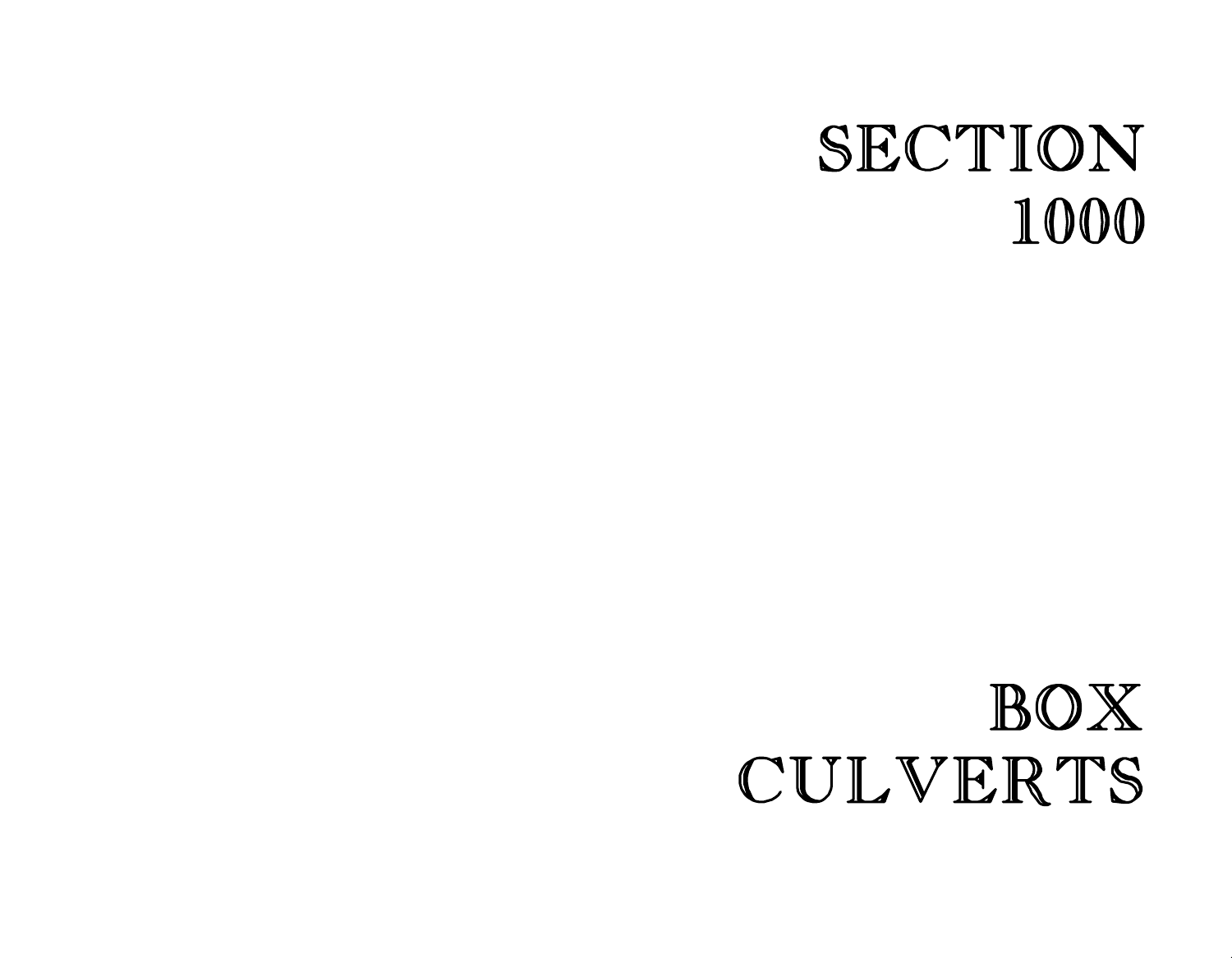# SECTION 1000

# BOX CULVERTS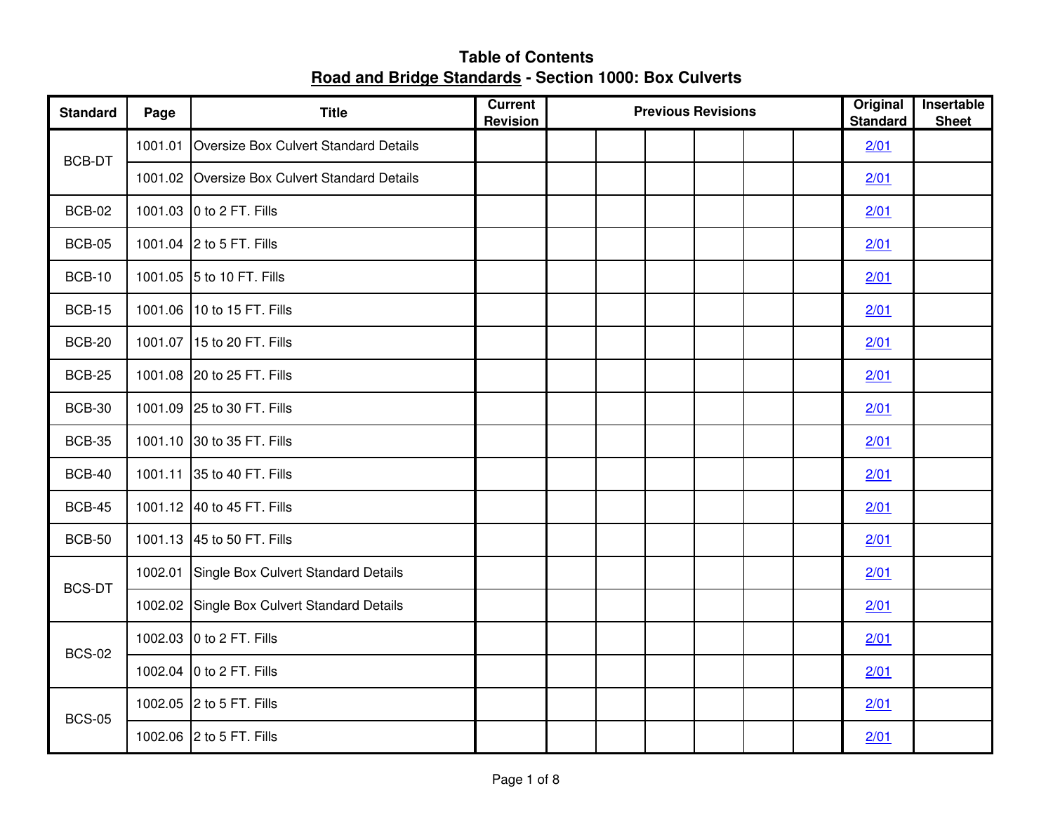# Table of Contents

## Road and Bridge Standards - Section 1000: Box Culverts

| Standard | Page | Title | Current Revision | Previous Revisions | | | | | | Original Standard | Insertable Sheet |
|---|---|---|---|---|---|---|---|---|---|---|---|
| BCB-DT | 1001.01 | Oversize Box Culvert Standard Details | | | | | | | | 2/01 | |
| | 1001.02 | Oversize Box Culvert Standard Details | | | | | | | | 2/01 | |
| BCB-02 | 1001.03 | 0 to 2 FT. Fills | | | | | | | | 2/01 | |
| BCB-05 | 1001.04 | 2 to 5 FT. Fills | | | | | | | | 2/01 | |
| BCB-10 | 1001.05 | 5 to 10 FT. Fills | | | | | | | | 2/01 | |
| BCB-15 | 1001.06 | 10 to 15 FT. Fills | | | | | | | | 2/01 | |
| BCB-20 | 1001.07 | 15 to 20 FT. Fills | | | | | | | | 2/01 | |
| BCB-25 | 1001.08 | 20 to 25 FT. Fills | | | | | | | | 2/01 | |
| BCB-30 | 1001.09 | 25 to 30 FT. Fills | | | | | | | | 2/01 | |
| BCB-35 | 1001.10 | 30 to 35 FT. Fills | | | | | | | | 2/01 | |
| BCB-40 | 1001.11 | 35 to 40 FT. Fills | | | | | | | | 2/01 | |
| BCB-45 | 1001.12 | 40 to 45 FT. Fills | | | | | | | | 2/01 | |
| BCB-50 | 1001.13 | 45 to 50 FT. Fills | | | | | | | | 2/01 | |
| BCS-DT | 1002.01 | Single Box Culvert Standard Details | | | | | | | | 2/01 | |
| | 1002.02 | Single Box Culvert Standard Details | | | | | | | | 2/01 | |
| BCS-02 | 1002.03 | 0 to 2 FT. Fills | | | | | | | | 2/01 | |
| | 1002.04 | 0 to 2 FT. Fills | | | | | | | | 2/01 | |
| BCS-05 | 1002.05 | 2 to 5 FT. Fills | | | | | | | | 2/01 | |
| | 1002.06 | 2 to 5 FT. Fills | | | | | | | | 2/01 | |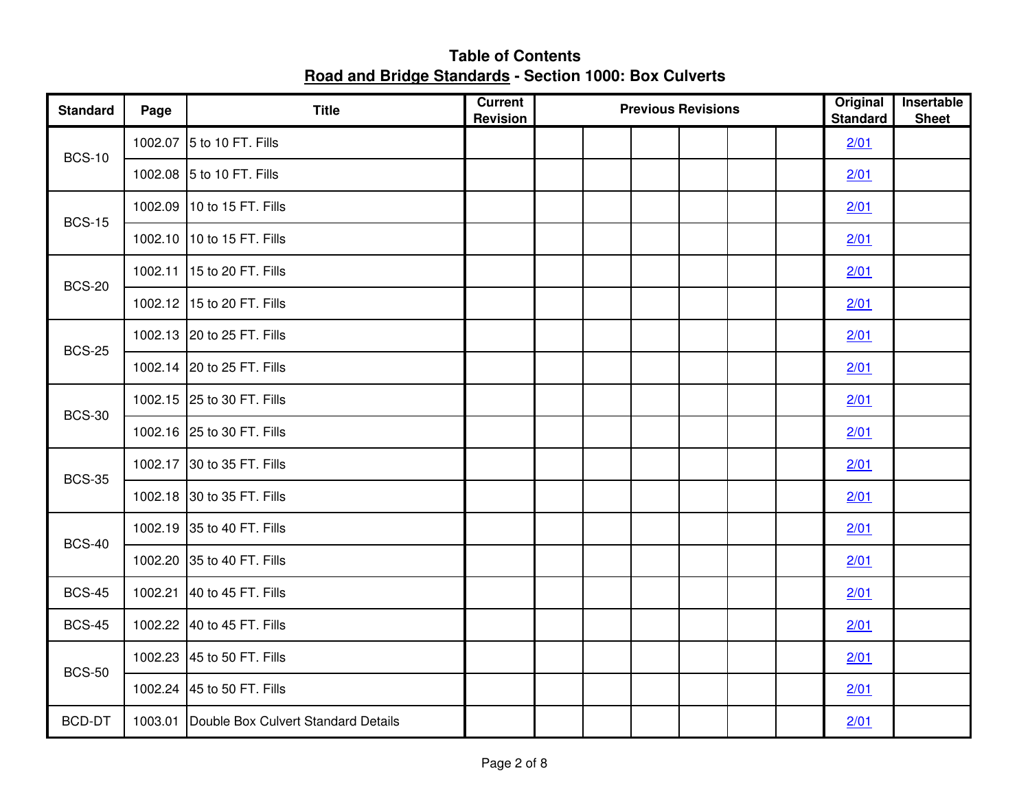# Table of Contents

## Road and Bridge Standards - Section 1000: Box Culverts

| Standard | Page | Title | Current Revision | Previous Revisions | | | | | | Original Standard | Insertable Sheet |
|---|---|---|---|---|---|---|---|---|---|---|---|
| BCS-10 | 1002.07 | 5 to 10 FT. Fills | | | | | | | | 2/01 | |
| | 1002.08 | 5 to 10 FT. Fills | | | | | | | | 2/01 | |
| BCS-15 | 1002.09 | 10 to 15 FT. Fills | | | | | | | | 2/01 | |
| | 1002.10 | 10 to 15 FT. Fills | | | | | | | | 2/01 | |
| BCS-20 | 1002.11 | 15 to 20 FT. Fills | | | | | | | | 2/01 | |
| | 1002.12 | 15 to 20 FT. Fills | | | | | | | | 2/01 | |
| BCS-25 | 1002.13 | 20 to 25 FT. Fills | | | | | | | | 2/01 | |
| | 1002.14 | 20 to 25 FT. Fills | | | | | | | | 2/01 | |
| BCS-30 | 1002.15 | 25 to 30 FT. Fills | | | | | | | | 2/01 | |
| | 1002.16 | 25 to 30 FT. Fills | | | | | | | | 2/01 | |
| BCS-35 | 1002.17 | 30 to 35 FT. Fills | | | | | | | | 2/01 | |
| | 1002.18 | 30 to 35 FT. Fills | | | | | | | | 2/01 | |
| BCS-40 | 1002.19 | 35 to 40 FT. Fills | | | | | | | | 2/01 | |
| | 1002.20 | 35 to 40 FT. Fills | | | | | | | | 2/01 | |
| BCS-45 | 1002.21 | 40 to 45 FT. Fills | | | | | | | | 2/01 | |
| BCS-45 | 1002.22 | 40 to 45 FT. Fills | | | | | | | | 2/01 | |
| BCS-50 | 1002.23 | 45 to 50 FT. Fills | | | | | | | | 2/01 | |
| | 1002.24 | 45 to 50 FT. Fills | | | | | | | | 2/01 | |
| BCD-DT | 1003.01 | Double Box Culvert Standard Details | | | | | | | | 2/01 | |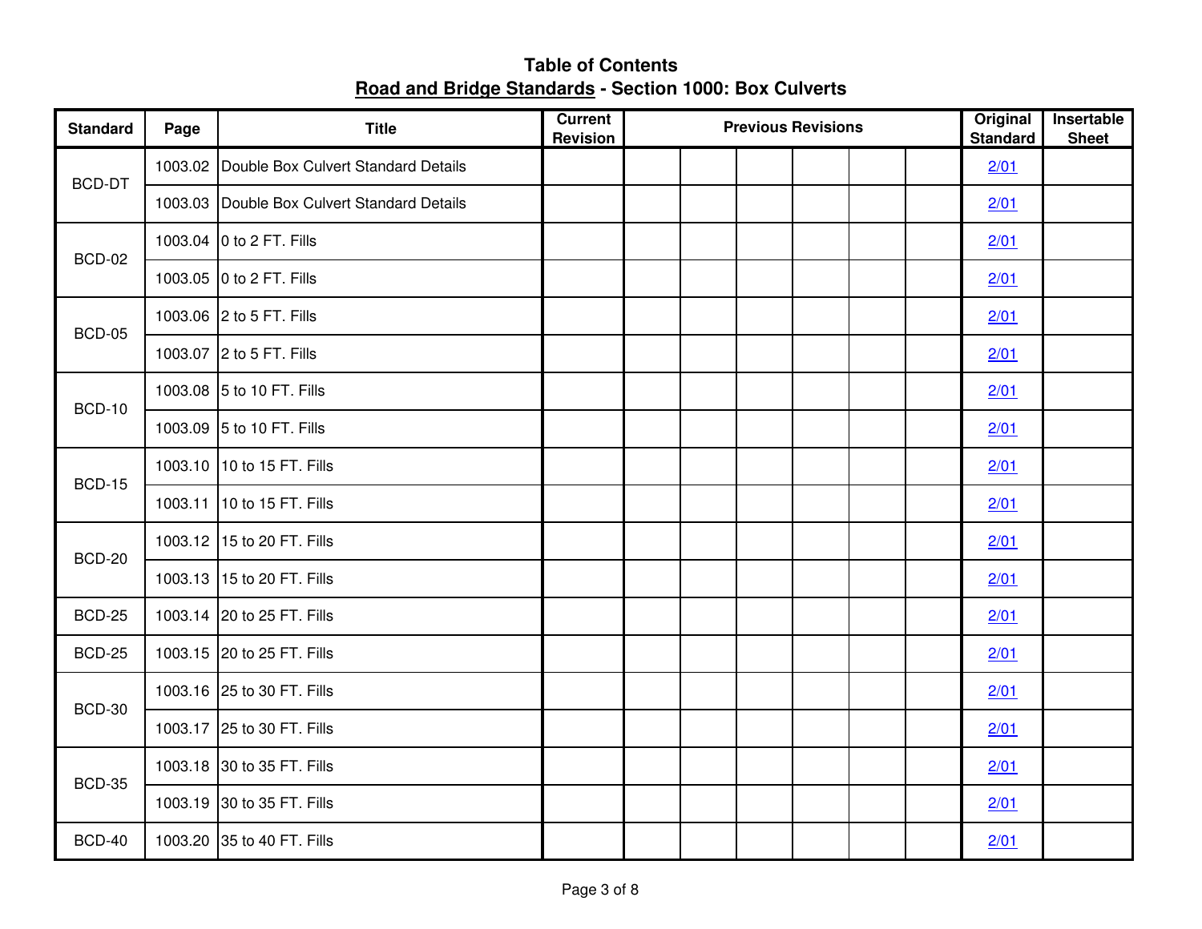# Table of Contents

## Road and Bridge Standards - Section 1000: Box Culverts

| Standard | Page | Title | Current Revision | Previous Revisions | | | | | | Original Standard | Insertable Sheet |
|---|---|---|---|---|---|---|---|---|---|---|---|
| BCD-DT | 1003.02 | Double Box Culvert Standard Details | | | | | | | | 2/01 | |
| | 1003.03 | Double Box Culvert Standard Details | | | | | | | | 2/01 | |
| BCD-02 | 1003.04 | 0 to 2 FT. Fills | | | | | | | | 2/01 | |
| | 1003.05 | 0 to 2 FT. Fills | | | | | | | | 2/01 | |
| BCD-05 | 1003.06 | 2 to 5 FT. Fills | | | | | | | | 2/01 | |
| | 1003.07 | 2 to 5 FT. Fills | | | | | | | | 2/01 | |
| BCD-10 | 1003.08 | 5 to 10 FT. Fills | | | | | | | | 2/01 | |
| | 1003.09 | 5 to 10 FT. Fills | | | | | | | | 2/01 | |
| BCD-15 | 1003.10 | 10 to 15 FT. Fills | | | | | | | | 2/01 | |
| | 1003.11 | 10 to 15 FT. Fills | | | | | | | | 2/01 | |
| BCD-20 | 1003.12 | 15 to 20 FT. Fills | | | | | | | | 2/01 | |
| | 1003.13 | 15 to 20 FT. Fills | | | | | | | | 2/01 | |
| BCD-25 | 1003.14 | 20 to 25 FT. Fills | | | | | | | | 2/01 | |
| BCD-25 | 1003.15 | 20 to 25 FT. Fills | | | | | | | | 2/01 | |
| BCD-30 | 1003.16 | 25 to 30 FT. Fills | | | | | | | | 2/01 | |
| | 1003.17 | 25 to 30 FT. Fills | | | | | | | | 2/01 | |
| BCD-35 | 1003.18 | 30 to 35 FT. Fills | | | | | | | | 2/01 | |
| | 1003.19 | 30 to 35 FT. Fills | | | | | | | | 2/01 | |
| BCD-40 | 1003.20 | 35 to 40 FT. Fills | | | | | | | | 2/01 | |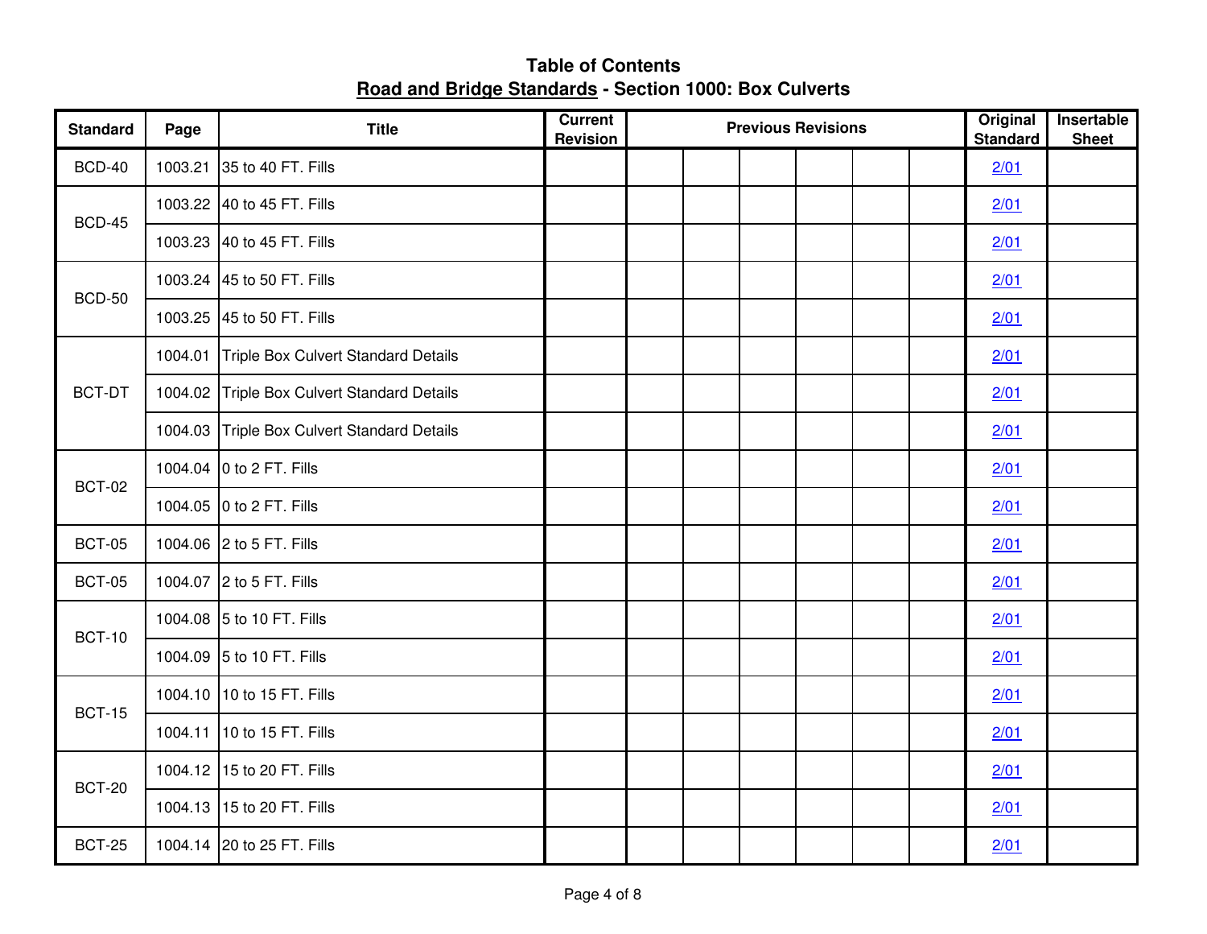# Table of Contents

## Road and Bridge Standards - Section 1000: Box Culverts

| Standard | Page | Title | Current Revision | Previous Revisions | | | | | | Original Standard | Insertable Sheet |
|---|---|---|---|---|---|---|---|---|---|---|---|
| BCD-40 | 1003.21 | 35 to 40 FT. Fills | | | | | | | | 2/01 | |
| BCD-45 | 1003.22 | 40 to 45 FT. Fills | | | | | | | | 2/01 | |
| | 1003.23 | 40 to 45 FT. Fills | | | | | | | | 2/01 | |
| BCD-50 | 1003.24 | 45 to 50 FT. Fills | | | | | | | | 2/01 | |
| | 1003.25 | 45 to 50 FT. Fills | | | | | | | | 2/01 | |
| BCT-DT | 1004.01 | Triple Box Culvert Standard Details | | | | | | | | 2/01 | |
| | 1004.02 | Triple Box Culvert Standard Details | | | | | | | | 2/01 | |
| | 1004.03 | Triple Box Culvert Standard Details | | | | | | | | 2/01 | |
| BCT-02 | 1004.04 | 0 to 2 FT. Fills | | | | | | | | 2/01 | |
| | 1004.05 | 0 to 2 FT. Fills | | | | | | | | 2/01 | |
| BCT-05 | 1004.06 | 2 to 5 FT. Fills | | | | | | | | 2/01 | |
| BCT-05 | 1004.07 | 2 to 5 FT. Fills | | | | | | | | 2/01 | |
| BCT-10 | 1004.08 | 5 to 10 FT. Fills | | | | | | | | 2/01 | |
| | 1004.09 | 5 to 10 FT. Fills | | | | | | | | 2/01 | |
| BCT-15 | 1004.10 | 10 to 15 FT. Fills | | | | | | | | 2/01 | |
| | 1004.11 | 10 to 15 FT. Fills | | | | | | | | 2/01 | |
| BCT-20 | 1004.12 | 15 to 20 FT. Fills | | | | | | | | 2/01 | |
| | 1004.13 | 15 to 20 FT. Fills | | | | | | | | 2/01 | |
| BCT-25 | 1004.14 | 20 to 25 FT. Fills | | | | | | | | 2/01 | |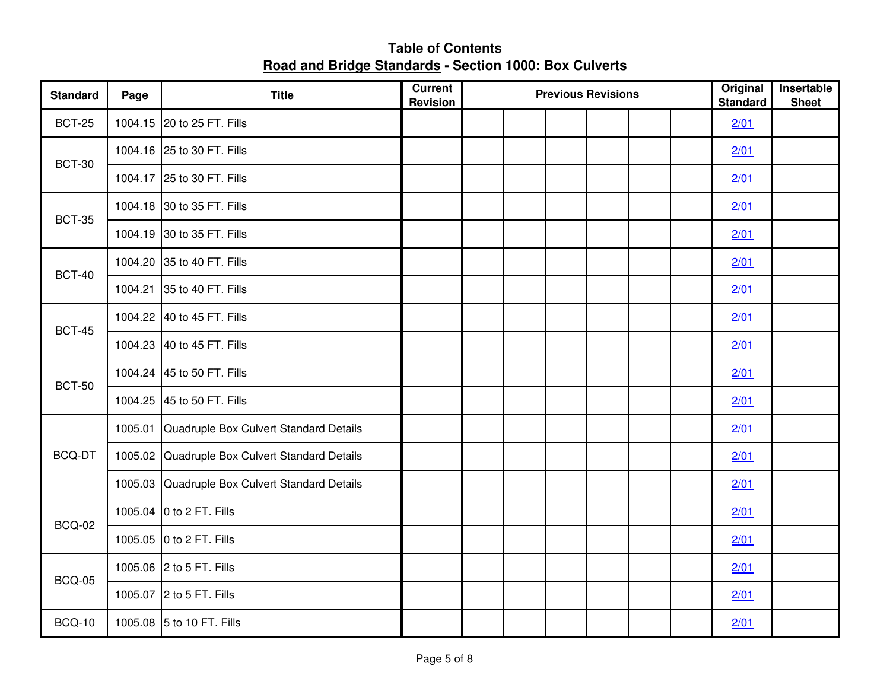# Table of Contents

## Road and Bridge Standards - Section 1000: Box Culverts

| Standard | Page | Title | Current Revision | Previous Revisions | | | | | | Original Standard | Insertable Sheet |
|---|---|---|---|---|---|---|---|---|---|---|---|
| BCT-25 | 1004.15 | 20 to 25 FT. Fills | | | | | | | | 2/01 | |
| BCT-30 | 1004.16 | 25 to 30 FT. Fills | | | | | | | | 2/01 | |
| | 1004.17 | 25 to 30 FT. Fills | | | | | | | | 2/01 | |
| BCT-35 | 1004.18 | 30 to 35 FT. Fills | | | | | | | | 2/01 | |
| | 1004.19 | 30 to 35 FT. Fills | | | | | | | | 2/01 | |
| BCT-40 | 1004.20 | 35 to 40 FT. Fills | | | | | | | | 2/01 | |
| | 1004.21 | 35 to 40 FT. Fills | | | | | | | | 2/01 | |
| BCT-45 | 1004.22 | 40 to 45 FT. Fills | | | | | | | | 2/01 | |
| | 1004.23 | 40 to 45 FT. Fills | | | | | | | | 2/01 | |
| BCT-50 | 1004.24 | 45 to 50 FT. Fills | | | | | | | | 2/01 | |
| | 1004.25 | 45 to 50 FT. Fills | | | | | | | | 2/01 | |
| BCQ-DT | 1005.01 | Quadruple Box Culvert Standard Details | | | | | | | | 2/01 | |
| | 1005.02 | Quadruple Box Culvert Standard Details | | | | | | | | 2/01 | |
| | 1005.03 | Quadruple Box Culvert Standard Details | | | | | | | | 2/01 | |
| BCQ-02 | 1005.04 | 0 to 2 FT. Fills | | | | | | | | 2/01 | |
| | 1005.05 | 0 to 2 FT. Fills | | | | | | | | 2/01 | |
| BCQ-05 | 1005.06 | 2 to 5 FT. Fills | | | | | | | | 2/01 | |
| | 1005.07 | 2 to 5 FT. Fills | | | | | | | | 2/01 | |
| BCQ-10 | 1005.08 | 5 to 10 FT. Fills | | | | | | | | 2/01 | |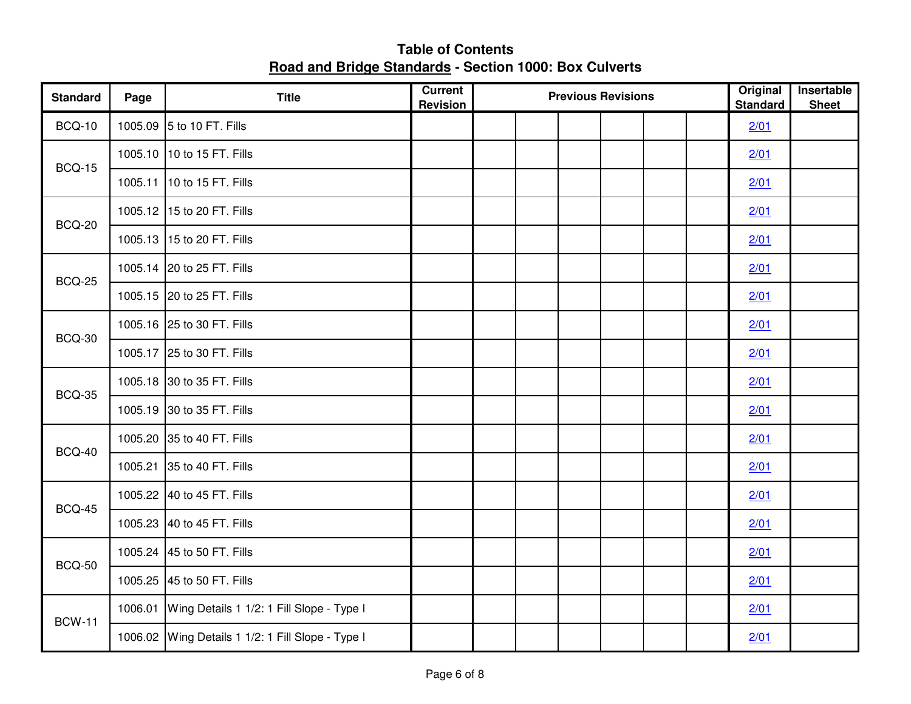# Table of Contents

## Road and Bridge Standards - Section 1000: Box Culverts

| Standard | Page | Title | Current Revision | Previous Revisions | | | | | | Original Standard | Insertable Sheet |
|---|---|---|---|---|---|---|---|---|---|---|---|
| BCQ-10 | 1005.09 | 5 to 10 FT. Fills | | | | | | | | 2/01 | |
| BCQ-15 | 1005.10 | 10 to 15 FT. Fills | | | | | | | | 2/01 | |
| | 1005.11 | 10 to 15 FT. Fills | | | | | | | | 2/01 | |
| BCQ-20 | 1005.12 | 15 to 20 FT. Fills | | | | | | | | 2/01 | |
| | 1005.13 | 15 to 20 FT. Fills | | | | | | | | 2/01 | |
| BCQ-25 | 1005.14 | 20 to 25 FT. Fills | | | | | | | | 2/01 | |
| | 1005.15 | 20 to 25 FT. Fills | | | | | | | | 2/01 | |
| BCQ-30 | 1005.16 | 25 to 30 FT. Fills | | | | | | | | 2/01 | |
| | 1005.17 | 25 to 30 FT. Fills | | | | | | | | 2/01 | |
| BCQ-35 | 1005.18 | 30 to 35 FT. Fills | | | | | | | | 2/01 | |
| | 1005.19 | 30 to 35 FT. Fills | | | | | | | | 2/01 | |
| BCQ-40 | 1005.20 | 35 to 40 FT. Fills | | | | | | | | 2/01 | |
| | 1005.21 | 35 to 40 FT. Fills | | | | | | | | 2/01 | |
| BCQ-45 | 1005.22 | 40 to 45 FT. Fills | | | | | | | | 2/01 | |
| | 1005.23 | 40 to 45 FT. Fills | | | | | | | | 2/01 | |
| BCQ-50 | 1005.24 | 45 to 50 FT. Fills | | | | | | | | 2/01 | |
| | 1005.25 | 45 to 50 FT. Fills | | | | | | | | 2/01 | |
| BCW-11 | 1006.01 | Wing Details 1 1/2: 1 Fill Slope - Type I | | | | | | | | 2/01 | |
| | 1006.02 | Wing Details 1 1/2: 1 Fill Slope - Type I | | | | | | | | 2/01 | |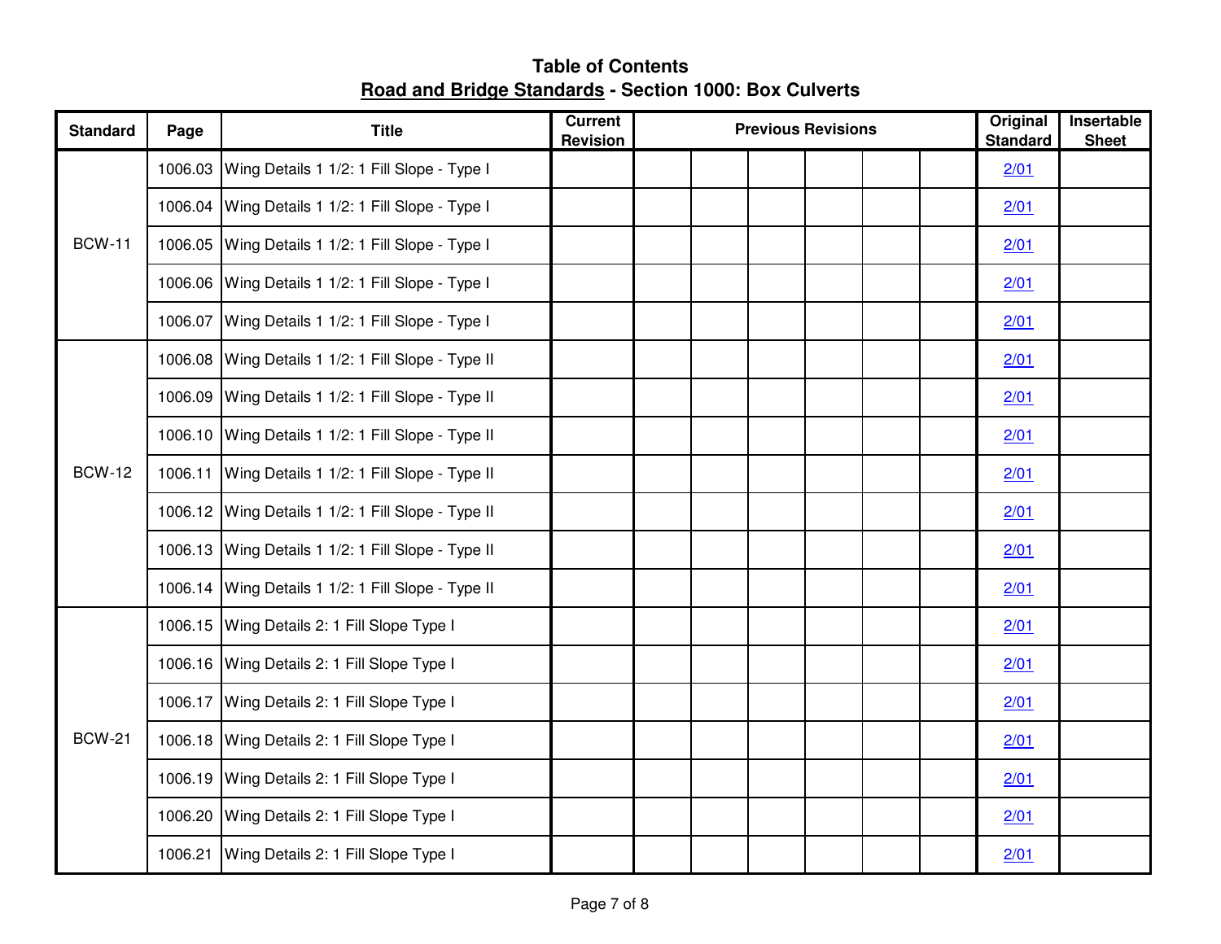# Table of Contents

## Road and Bridge Standards - Section 1000: Box Culverts

| Standard | Page | Title | Current Revision | Previous Revisions | | | | | | Original Standard | Insertable Sheet |
|---|---|---|---|---|---|---|---|---|---|---|---|
| BCW-11 | 1006.03 | Wing Details 1 1/2: 1 Fill Slope - Type I | | | | | | | | 2/01 | |
| | 1006.04 | Wing Details 1 1/2: 1 Fill Slope - Type I | | | | | | | | 2/01 | |
| | 1006.05 | Wing Details 1 1/2: 1 Fill Slope - Type I | | | | | | | | 2/01 | |
| | 1006.06 | Wing Details 1 1/2: 1 Fill Slope - Type I | | | | | | | | 2/01 | |
| | 1006.07 | Wing Details 1 1/2: 1 Fill Slope - Type I | | | | | | | | 2/01 | |
| BCW-12 | 1006.08 | Wing Details 1 1/2: 1 Fill Slope - Type II | | | | | | | | 2/01 | |
| | 1006.09 | Wing Details 1 1/2: 1 Fill Slope - Type II | | | | | | | | 2/01 | |
| | 1006.10 | Wing Details 1 1/2: 1 Fill Slope - Type II | | | | | | | | 2/01 | |
| | 1006.11 | Wing Details 1 1/2: 1 Fill Slope - Type II | | | | | | | | 2/01 | |
| | 1006.12 | Wing Details 1 1/2: 1 Fill Slope - Type II | | | | | | | | 2/01 | |
| | 1006.13 | Wing Details 1 1/2: 1 Fill Slope - Type II | | | | | | | | 2/01 | |
| | 1006.14 | Wing Details 1 1/2: 1 Fill Slope - Type II | | | | | | | | 2/01 | |
| BCW-21 | 1006.15 | Wing Details 2: 1 Fill Slope Type I | | | | | | | | 2/01 | |
| | 1006.16 | Wing Details 2: 1 Fill Slope Type I | | | | | | | | 2/01 | |
| | 1006.17 | Wing Details 2: 1 Fill Slope Type I | | | | | | | | 2/01 | |
| | 1006.18 | Wing Details 2: 1 Fill Slope Type I | | | | | | | | 2/01 | |
| | 1006.19 | Wing Details 2: 1 Fill Slope Type I | | | | | | | | 2/01 | |
| | 1006.20 | Wing Details 2: 1 Fill Slope Type I | | | | | | | | 2/01 | |
| | 1006.21 | Wing Details 2: 1 Fill Slope Type I | | | | | | | | 2/01 | |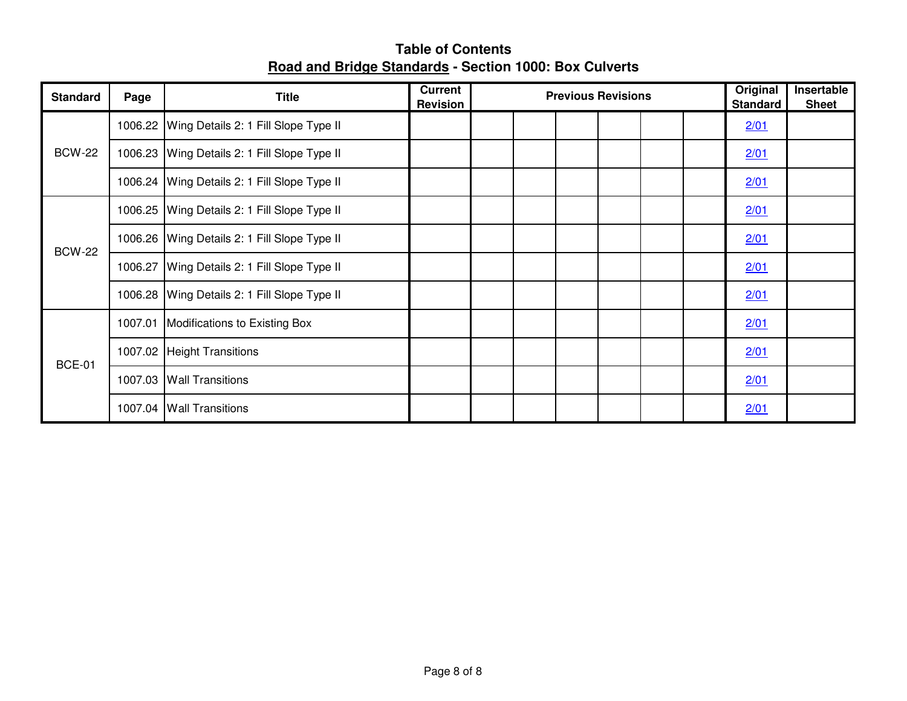# Table of Contents

## Road and Bridge Standards - Section 1000: Box Culverts

| Standard | Page | Title | Current Revision | Previous Revisions | | | | | | Original Standard | Insertable Sheet |
|---|---|---|---|---|---|---|---|---|---|---|---|
| BCW-22 | 1006.22 | Wing Details 2: 1 Fill Slope Type II | | | | | | | | 2/01 | |
| | 1006.23 | Wing Details 2: 1 Fill Slope Type II | | | | | | | | 2/01 | |
| | 1006.24 | Wing Details 2: 1 Fill Slope Type II | | | | | | | | 2/01 | |
| BCW-22 | 1006.25 | Wing Details 2: 1 Fill Slope Type II | | | | | | | | 2/01 | |
| | 1006.26 | Wing Details 2: 1 Fill Slope Type II | | | | | | | | 2/01 | |
| | 1006.27 | Wing Details 2: 1 Fill Slope Type II | | | | | | | | 2/01 | |
| | 1006.28 | Wing Details 2: 1 Fill Slope Type II | | | | | | | | 2/01 | |
| BCE-01 | 1007.01 | Modifications to Existing Box | | | | | | | | 2/01 | |
| | 1007.02 | Height Transitions | | | | | | | | 2/01 | |
| | 1007.03 | Wall Transitions | | | | | | | | 2/01 | |
| | 1007.04 | Wall Transitions | | | | | | | | 2/01 | |